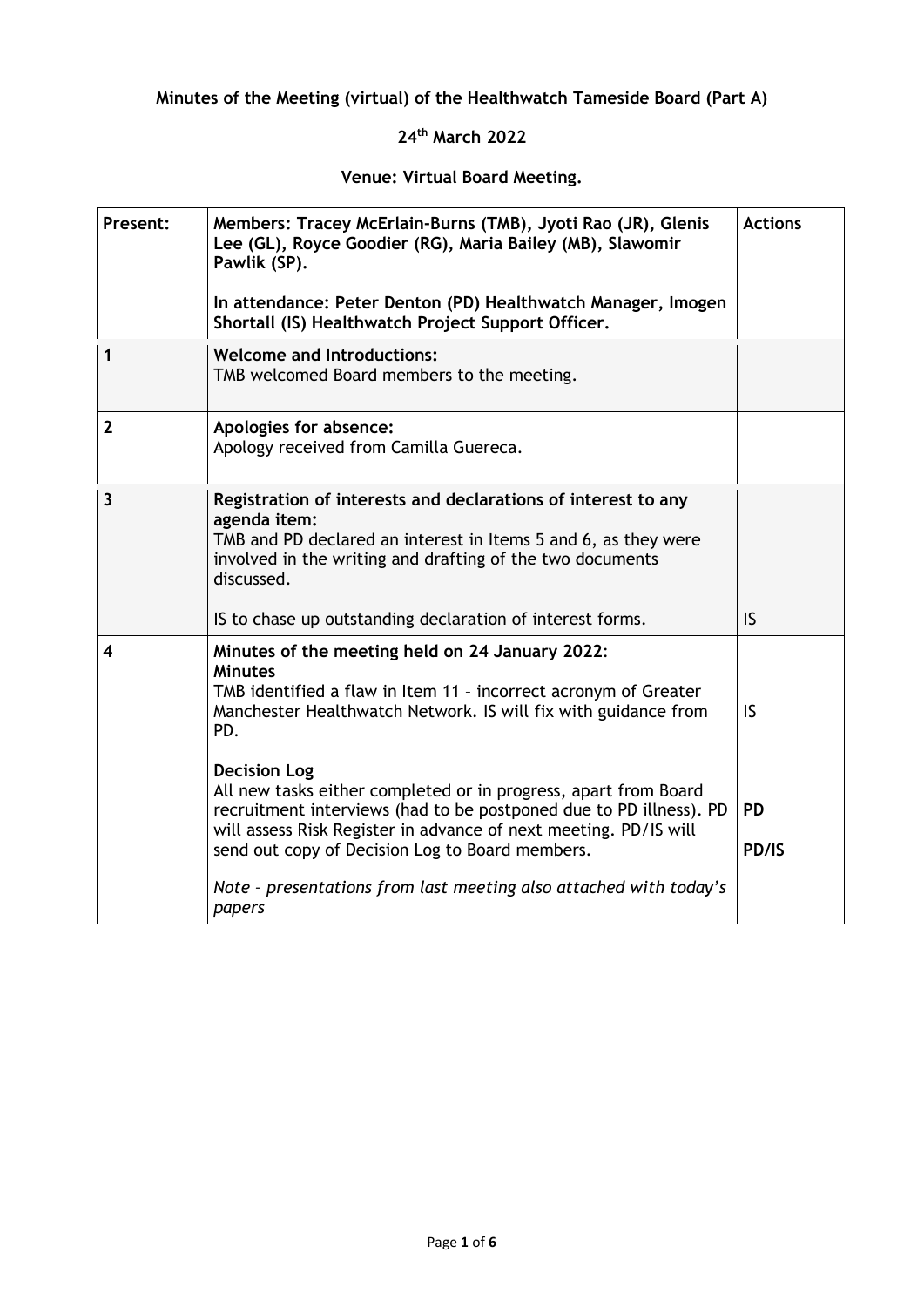**Minutes of the Meeting (virtual) of the Healthwatch Tameside Board (Part A)**

**24th March 2022**

**Venue: Virtual Board Meeting.**

| Present: | Members: Tracey McErlain-Burns (TMB), Jyoti Rao (JR), Glenis Lee (GL), Royce Goodier (RG), Maria Bailey (MB), Slawomir Pawlik (SP).<br><br>In attendance: Peter Denton (PD) Healthwatch Manager, Imogen Shortall (IS) Healthwatch Project Support Officer. | Actions |
|---|---|---|
| 1 | **Welcome and Introductions:**<br>TMB welcomed Board members to the meeting. | |
| 2 | **Apologies for absence:**<br>Apology received from Camilla Guereca. | |
| 3 | **Registration of interests and declarations of interest to any agenda item:**<br>TMB and PD declared an interest in Items 5 and 6, as they were involved in the writing and drafting of the two documents discussed.<br><br>IS to chase up outstanding declaration of interest forms. | IS |
| 4 | **Minutes of the meeting held on 24 January 2022**:<br>**Minutes**<br>TMB identified a flaw in Item 11 – incorrect acronym of Greater Manchester Healthwatch Network. IS will fix with guidance from PD.<br><br>**Decision Log**<br>All new tasks either completed or in progress, apart from Board recruitment interviews (had to be postponed due to PD illness). PD will assess Risk Register in advance of next meeting. PD/IS will send out copy of Decision Log to Board members.<br><br>*Note – presentations from last meeting also attached with today's papers* | IS<br><br>**PD**<br><br>**PD/IS** |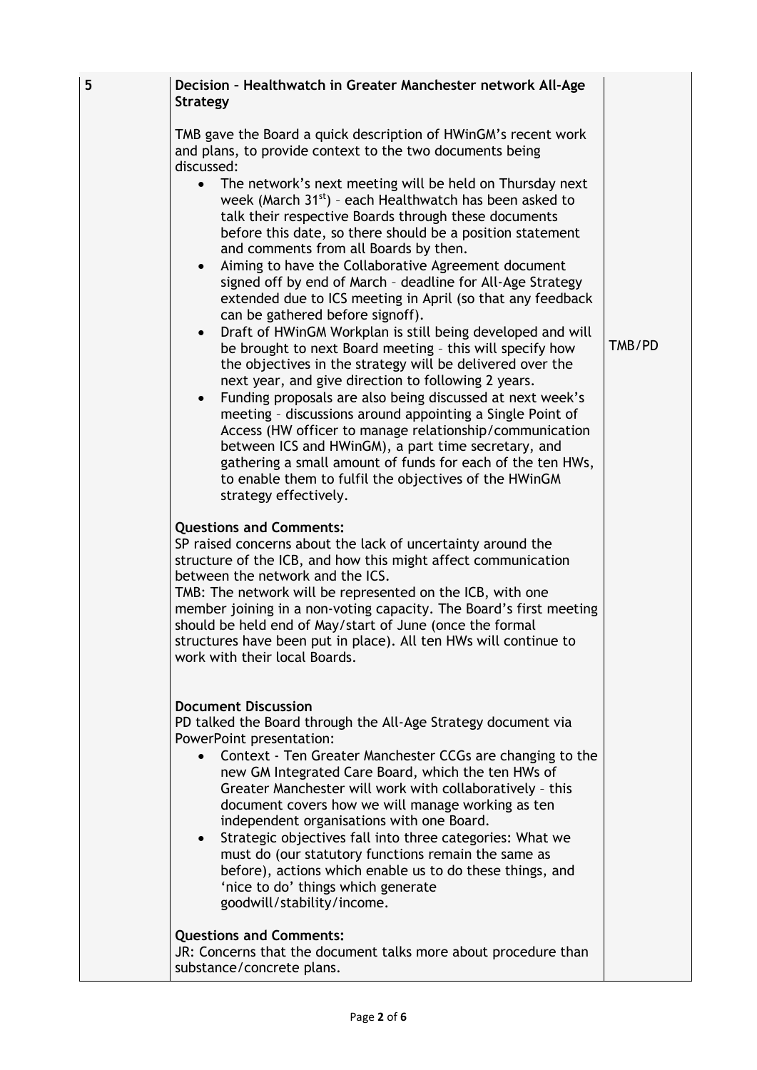| 5 | **Decision – Healthwatch in Greater Manchester network All-Age Strategy**<br><br>TMB gave the Board a quick description of HWinGM's recent work and plans, to provide context to the two documents being discussed:<br>• The network's next meeting will be held on Thursday next week (March 31st) – each Healthwatch has been asked to talk their respective Boards through these documents before this date, so there should be a position statement and comments from all Boards by then.<br>• Aiming to have the Collaborative Agreement document signed off by end of March – deadline for All-Age Strategy extended due to ICS meeting in April (so that any feedback can be gathered before signoff).<br>• Draft of HWinGM Workplan is still being developed and will be brought to next Board meeting – this will specify how the objectives in the strategy will be delivered over the next year, and give direction to following 2 years.<br>• Funding proposals are also being discussed at next week's meeting – discussions around appointing a Single Point of Access (HW officer to manage relationship/communication between ICS and HWinGM), a part time secretary, and gathering a small amount of funds for each of the ten HWs, to enable them to fulfil the objectives of the HWinGM strategy effectively.<br><br>**Questions and Comments:**<br>SP raised concerns about the lack of uncertainty around the structure of the ICB, and how this might affect communication between the network and the ICS.<br>TMB: The network will be represented on the ICB, with one member joining in a non-voting capacity. The Board's first meeting should be held end of May/start of June (once the formal structures have been put in place). All ten HWs will continue to work with their local Boards.<br><br>**Document Discussion**<br>PD talked the Board through the All-Age Strategy document via PowerPoint presentation:<br>• Context - Ten Greater Manchester CCGs are changing to the new GM Integrated Care Board, which the ten HWs of Greater Manchester will work with collaboratively – this document covers how we will manage working as ten independent organisations with one Board.<br>• Strategic objectives fall into three categories: What we must do (our statutory functions remain the same as before), actions which enable us to do these things, and 'nice to do' things which generate goodwill/stability/income.<br><br>**Questions and Comments:**<br>JR: Concerns that the document talks more about procedure than substance/concrete plans. | TMB/PD |
|---|---|---|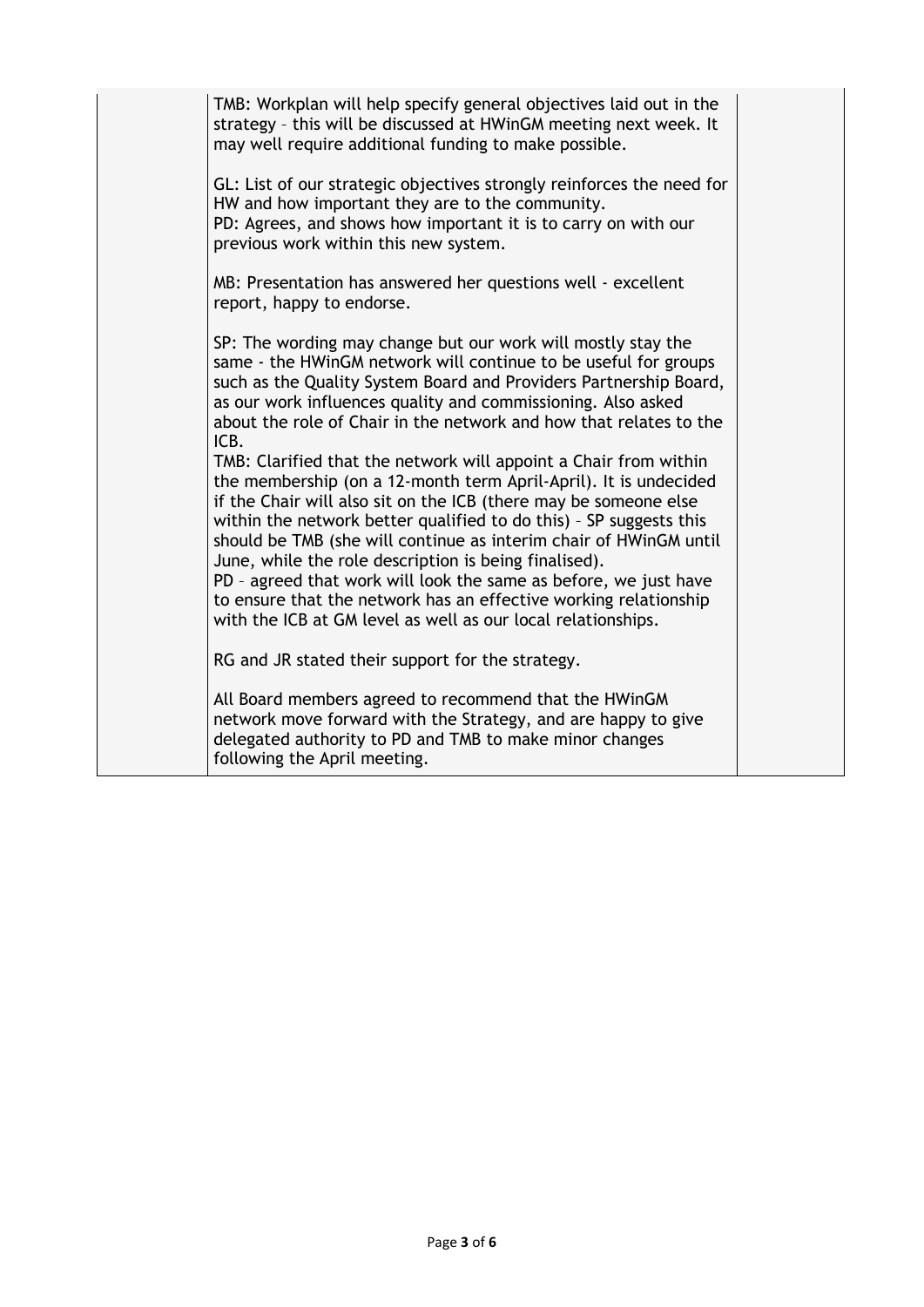| | | |
|---|---|---|
| | TMB: Workplan will help specify general objectives laid out in the strategy – this will be discussed at HWinGM meeting next week. It may well require additional funding to make possible.<br><br>GL: List of our strategic objectives strongly reinforces the need for HW and how important they are to the community.<br>PD: Agrees, and shows how important it is to carry on with our previous work within this new system.<br><br>MB: Presentation has answered her questions well - excellent report, happy to endorse.<br><br>SP: The wording may change but our work will mostly stay the same - the HWinGM network will continue to be useful for groups such as the Quality System Board and Providers Partnership Board, as our work influences quality and commissioning. Also asked about the role of Chair in the network and how that relates to the ICB.<br>TMB: Clarified that the network will appoint a Chair from within the membership (on a 12-month term April-April). It is undecided if the Chair will also sit on the ICB (there may be someone else within the network better qualified to do this) – SP suggests this should be TMB (she will continue as interim chair of HWinGM until June, while the role description is being finalised).<br>PD – agreed that work will look the same as before, we just have to ensure that the network has an effective working relationship with the ICB at GM level as well as our local relationships.<br><br>RG and JR stated their support for the strategy.<br><br>All Board members agreed to recommend that the HWinGM network move forward with the Strategy, and are happy to give delegated authority to PD and TMB to make minor changes following the April meeting. | |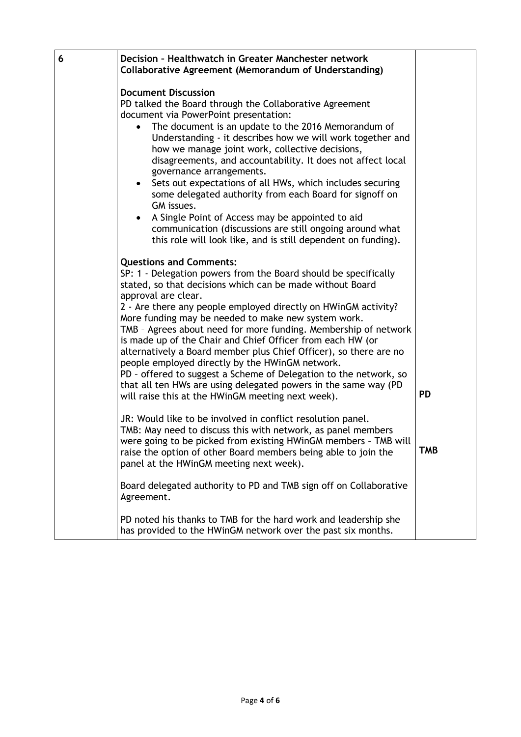| 6 | **Decision – Healthwatch in Greater Manchester network Collaborative Agreement (Memorandum of Understanding)**<br><br>**Document Discussion**<br>PD talked the Board through the Collaborative Agreement document via PowerPoint presentation:<br>• The document is an update to the 2016 Memorandum of Understanding - it describes how we will work together and how we manage joint work, collective decisions, disagreements, and accountability. It does not affect local governance arrangements.<br>• Sets out expectations of all HWs, which includes securing some delegated authority from each Board for signoff on GM issues.<br>• A Single Point of Access may be appointed to aid communication (discussions are still ongoing around what this role will look like, and is still dependent on funding). | |
|---|---|---|
| | **Questions and Comments:**<br>SP: 1 - Delegation powers from the Board should be specifically stated, so that decisions which can be made without Board approval are clear.<br>2 - Are there any people employed directly on HWinGM activity? More funding may be needed to make new system work.<br>TMB – Agrees about need for more funding. Membership of network is made up of the Chair and Chief Officer from each HW (or alternatively a Board member plus Chief Officer), so there are no people employed directly by the HWinGM network.<br>PD – offered to suggest a Scheme of Delegation to the network, so that all ten HWs are using delegated powers in the same way (PD will raise this at the HWinGM meeting next week). | **PD** |
| | JR: Would like to be involved in conflict resolution panel.<br>TMB: May need to discuss this with network, as panel members were going to be picked from existing HWinGM members – TMB will raise the option of other Board members being able to join the panel at the HWinGM meeting next week). | **TMB** |
| | Board delegated authority to PD and TMB sign off on Collaborative Agreement.<br><br>PD noted his thanks to TMB for the hard work and leadership she has provided to the HWinGM network over the past six months. | |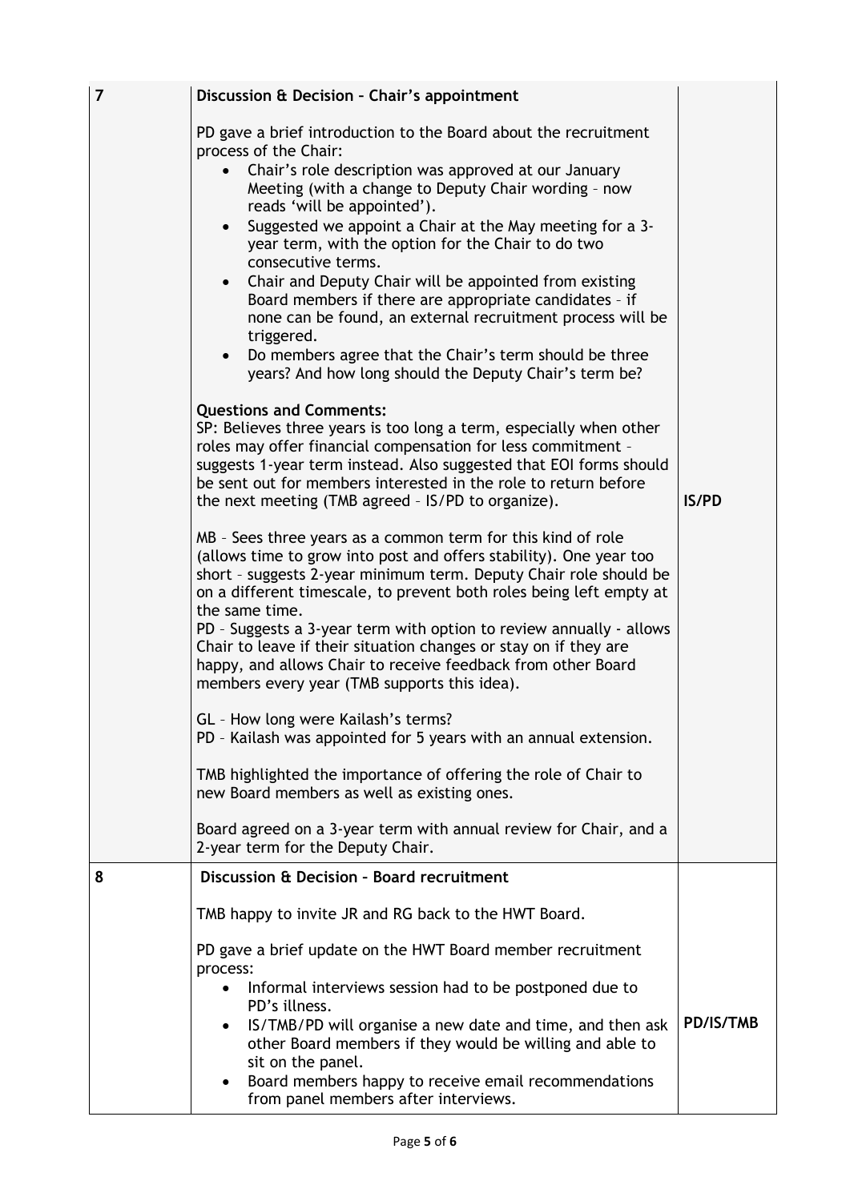| 7 | **Discussion & Decision – Chair's appointment**<br><br>PD gave a brief introduction to the Board about the recruitment process of the Chair:<br>• Chair's role description was approved at our January Meeting (with a change to Deputy Chair wording – now reads 'will be appointed').<br>• Suggested we appoint a Chair at the May meeting for a 3-year term, with the option for the Chair to do two consecutive terms.<br>• Chair and Deputy Chair will be appointed from existing Board members if there are appropriate candidates – if none can be found, an external recruitment process will be triggered.<br>• Do members agree that the Chair's term should be three years? And how long should the Deputy Chair's term be?<br><br>**Questions and Comments:**<br>SP: Believes three years is too long a term, especially when other roles may offer financial compensation for less commitment – suggests 1-year term instead. Also suggested that EOI forms should be sent out for members interested in the role to return before the next meeting (TMB agreed – IS/PD to organize).<br><br>MB – Sees three years as a common term for this kind of role (allows time to grow into post and offers stability). One year too short – suggests 2-year minimum term. Deputy Chair role should be on a different timescale, to prevent both roles being left empty at the same time.<br>PD – Suggests a 3-year term with option to review annually - allows Chair to leave if their situation changes or stay on if they are happy, and allows Chair to receive feedback from other Board members every year (TMB supports this idea).<br><br>GL – How long were Kailash's terms?<br>PD – Kailash was appointed for 5 years with an annual extension.<br><br>TMB highlighted the importance of offering the role of Chair to new Board members as well as existing ones.<br><br>Board agreed on a 3-year term with annual review for Chair, and a 2-year term for the Deputy Chair. | **IS/PD** |
|---|---|---|
| 8 | **Discussion & Decision – Board recruitment**<br><br>TMB happy to invite JR and RG back to the HWT Board.<br><br>PD gave a brief update on the HWT Board member recruitment process:<br>• Informal interviews session had to be postponed due to PD's illness.<br>• IS/TMB/PD will organise a new date and time, and then ask other Board members if they would be willing and able to sit on the panel.<br>• Board members happy to receive email recommendations from panel members after interviews. | **PD/IS/TMB** |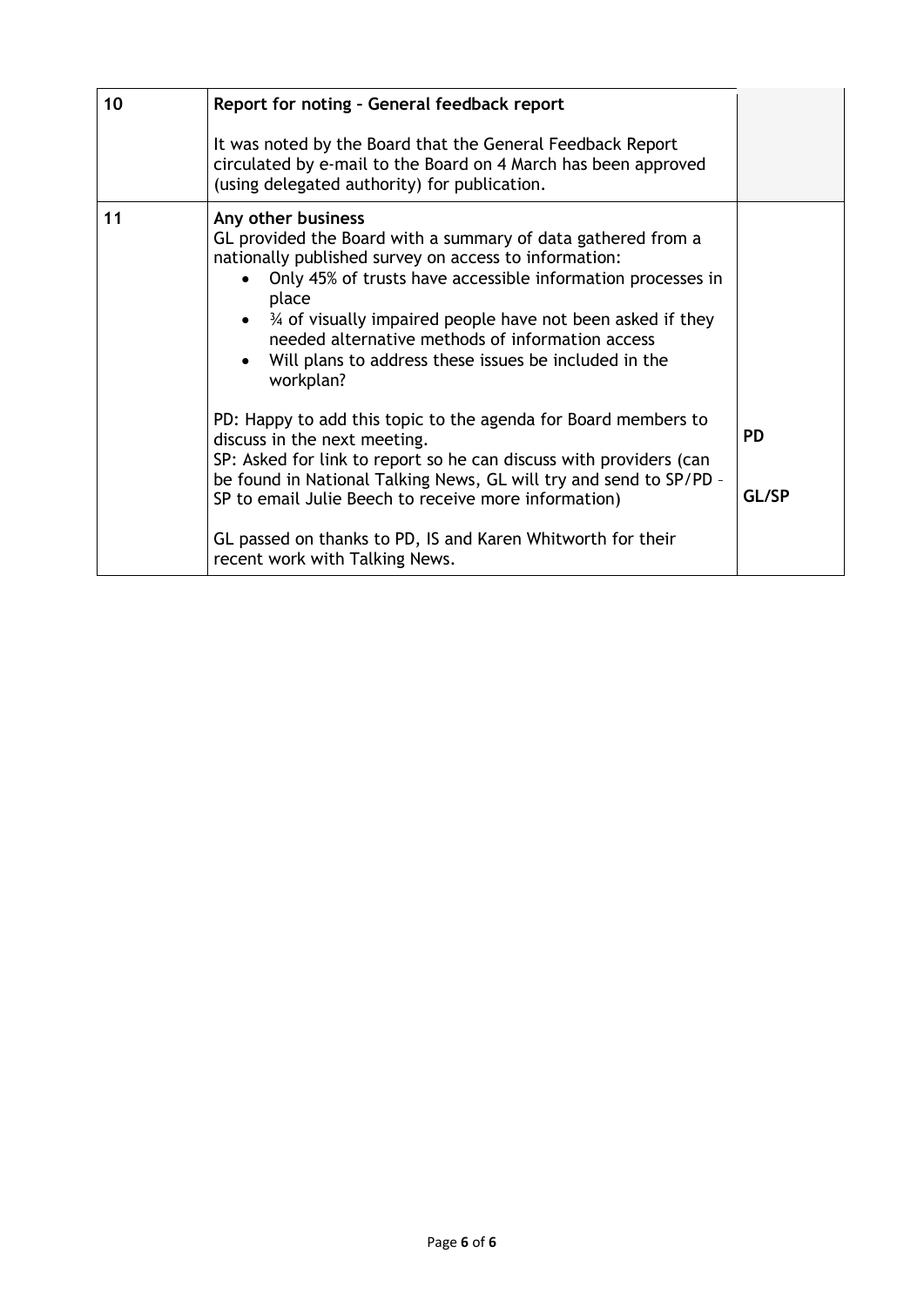| | | |
|---|---|---|
| 10 | **Report for noting – General feedback report**<br><br>It was noted by the Board that the General Feedback Report circulated by e-mail to the Board on 4 March has been approved (using delegated authority) for publication. | |
| 11 | **Any other business**<br>GL provided the Board with a summary of data gathered from a nationally published survey on access to information:<br>• Only 45% of trusts have accessible information processes in place<br>• ¾ of visually impaired people have not been asked if they needed alternative methods of information access<br>• Will plans to address these issues be included in the workplan?<br><br>PD: Happy to add this topic to the agenda for Board members to discuss in the next meeting.<br>SP: Asked for link to report so he can discuss with providers (can be found in National Talking News, GL will try and send to SP/PD – SP to email Julie Beech to receive more information)<br><br>GL passed on thanks to PD, IS and Karen Whitworth for their recent work with Talking News. | **PD**<br><br>**GL/SP** |